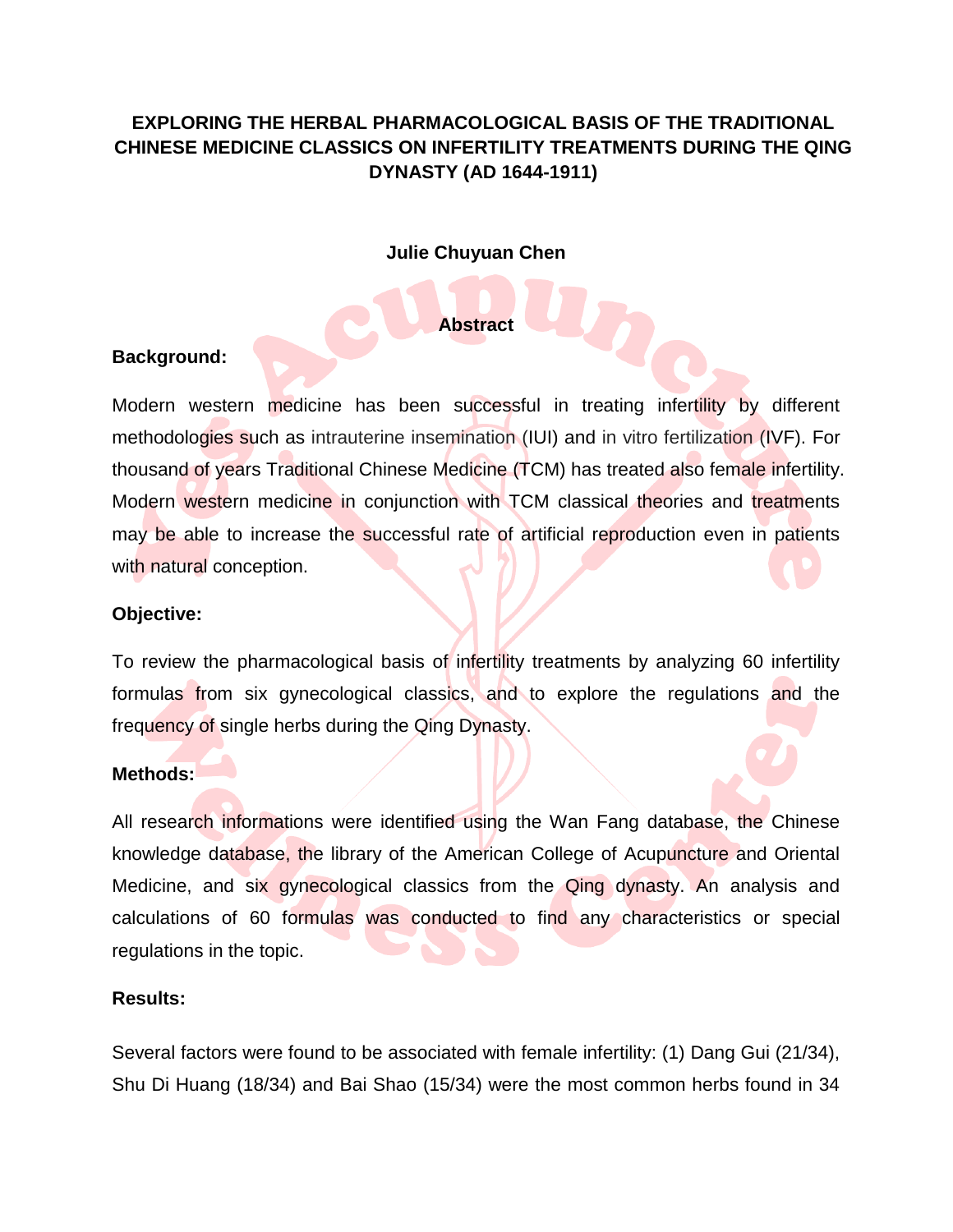# EXPLORING THE HERBAL PHARMACOLOGICAL BASIS OF THE TRADITIONAL CHINESE MEDICINE CLASSICS ON INFERTILITY TREATMENTS DURING THE QING DYNASTY (AD 1644-1911)

**Julie Chuyuan Chen**

## Abstract

**Background:**

Modern western medicine has been successful in treating infertility by different methodologies such as intrauterine insemination (IUI) and in vitro fertilization (IVF). For thousand of years Traditional Chinese Medicine (TCM) has treated also female infertility. Modern western medicine in conjunction with TCM classical theories and treatments may be able to increase the successful rate of artificial reproduction even in patients with natural conception.

**Objective:**

To review the pharmacological basis of infertility treatments by analyzing 60 infertility formulas from six gynecological classics, and to explore the regulations and the frequency of single herbs during the Qing Dynasty.

**Methods:**

All research informations were identified using the Wan Fang database, the Chinese knowledge database, the library of the American College of Acupuncture and Oriental Medicine, and six gynecological classics from the Qing dynasty. An analysis and calculations of 60 formulas was conducted to find any characteristics or special regulations in the topic.

**Results:**

Several factors were found to be associated with female infertility: (1) Dang Gui (21/34), Shu Di Huang (18/34) and Bai Shao (15/34) were the most common herbs found in 34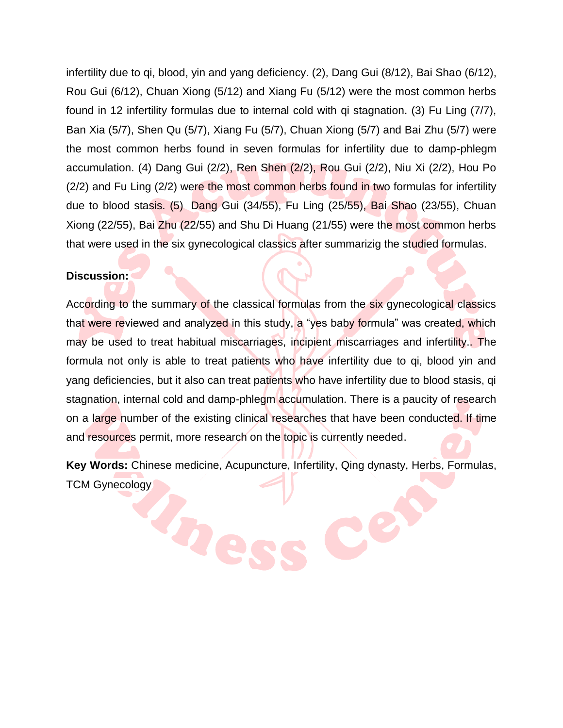infertility due to qi, blood, yin and yang deficiency. (2), Dang Gui (8/12), Bai Shao (6/12), Rou Gui (6/12), Chuan Xiong (5/12) and Xiang Fu (5/12) were the most common herbs found in 12 infertility formulas due to internal cold with qi stagnation. (3) Fu Ling (7/7), Ban Xia (5/7), Shen Qu (5/7), Xiang Fu (5/7), Chuan Xiong (5/7) and Bai Zhu (5/7) were the most common herbs found in seven formulas for infertility due to damp-phlegm accumulation. (4) Dang Gui (2/2), Ren Shen (2/2), Rou Gui (2/2), Niu Xi (2/2), Hou Po (2/2) and Fu Ling (2/2) were the most common herbs found in two formulas for infertility due to blood stasis. (5) Dang Gui (34/55), Fu Ling (25/55), Bai Shao (23/55), Chuan Xiong (22/55), Bai Zhu (22/55) and Shu Di Huang (21/55) were the most common herbs that were used in the six gynecological classics after summarizig the studied formulas.

**Discussion:**

According to the summary of the classical formulas from the six gynecological classics that were reviewed and analyzed in this study, a "yes baby formula" was created, which may be used to treat habitual miscarriages, incipient miscarriages and infertility.. The formula not only is able to treat patients who have infertility due to qi, blood yin and yang deficiencies, but it also can treat patients who have infertility due to blood stasis, qi stagnation, internal cold and damp-phlegm accumulation. There is a paucity of research on a large number of the existing clinical researches that have been conducted. If time and resources permit, more research on the topic is currently needed.

**Key Words:** Chinese medicine, Acupuncture, Infertility, Qing dynasty, Herbs, Formulas, TCM Gynecology